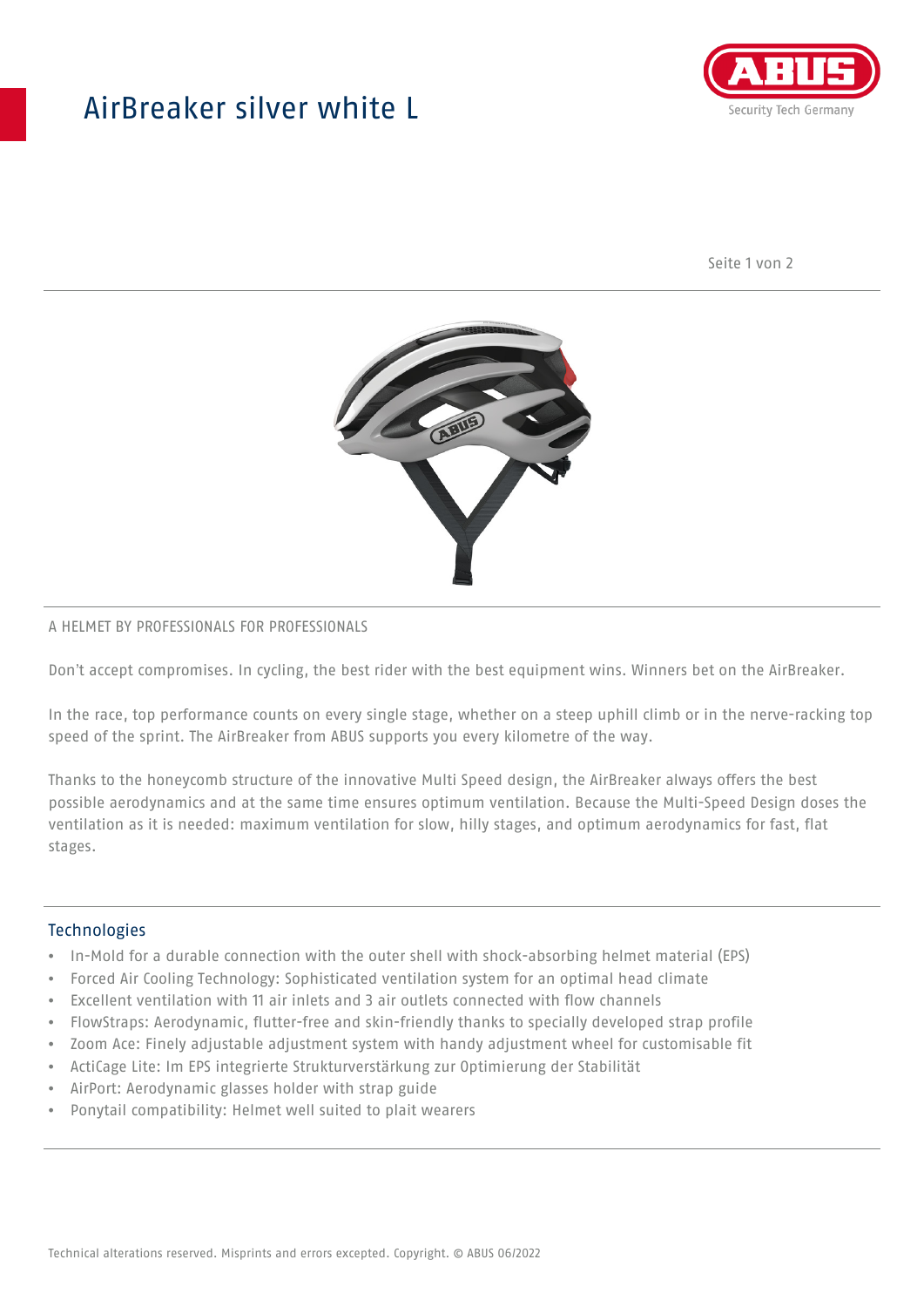# AirBreaker silver white L

A HELMET BY PROFESSIONALS FOR PROFESSIONALS

Don't accept compromises. In cycling, the best rider with the best equipment wins. Winners bet on the AirBreaker.

In the race, top performance counts on every single stage, whether on a steep uphill climb or in the nerve-racking top speed of the sprint. The AirBreaker from ABUS supports you every kilometre of the way.

Thanks to the honeycomb structure of the innovative Multi Speed design, the AirBreaker always offers the best possible aerodynamics and at the same time ensures optimum ventilation. Because the Multi-Speed Design doses the ventilation as it is needed: maximum ventilation for slow, hilly stages, and optimum aerodynamics for fast, flat stages.

## Technologies

- In-Mold for a durable connection with the outer shell with shock-absorbing helmet material (EPS)
- Forced Air Cooling Technology: Sophisticated ventilation system for an optimal head climate
- Excellent ventilation with 11 air inlets and 3 air outlets connected with flow channels
- FlowStraps: Aerodynamic, flutter-free and skin-friendly thanks to specially developed strap profile
- Zoom Ace: Finely adjustable adjustment system with handy adjustment wheel for customisable fit
- ActiCage Lite: Im EPS integrierte Strukturverstärkung zur Optimierung der Stabilität
- AirPort: Aerodynamic glasses holder with strap guide
- Ponytail compatibility: Helmet well suited to plait wearers

Technical alterations reserved. Misprints and errors excepted. Copyright. © ABUS 06/2022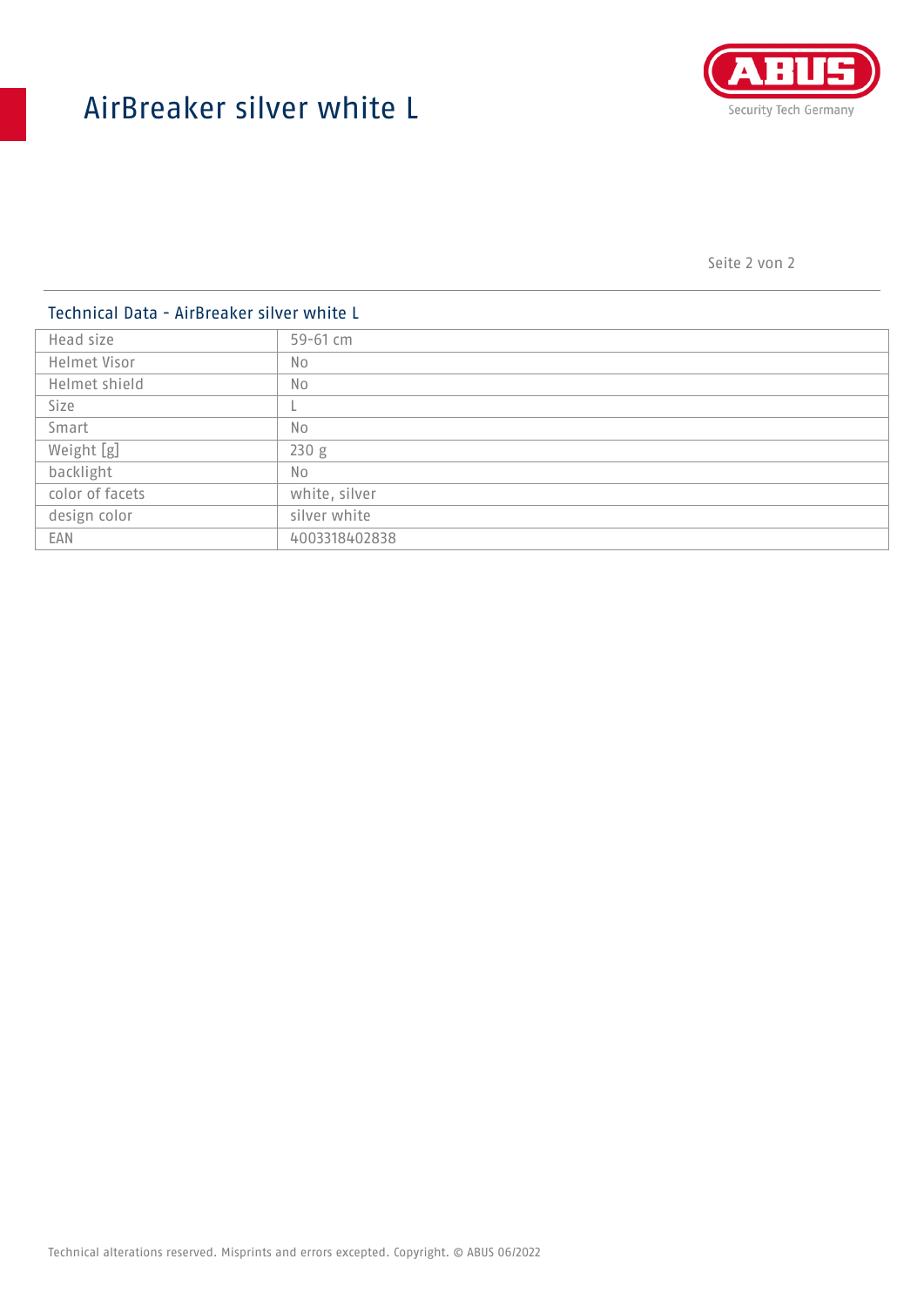# AirBreaker silver white L

## Technical Data - AirBreaker silver white L

| | |
|---|---|
| Head size | 59-61 cm |
| Helmet Visor | No |
| Helmet shield | No |
| Size | L |
| Smart | No |
| Weight [g] | 230 g |
| backlight | No |
| color of facets | white, silver |
| design color | silver white |
| EAN | 4003318402838 |

Technical alterations reserved. Misprints and errors excepted. Copyright. © ABUS 06/2022